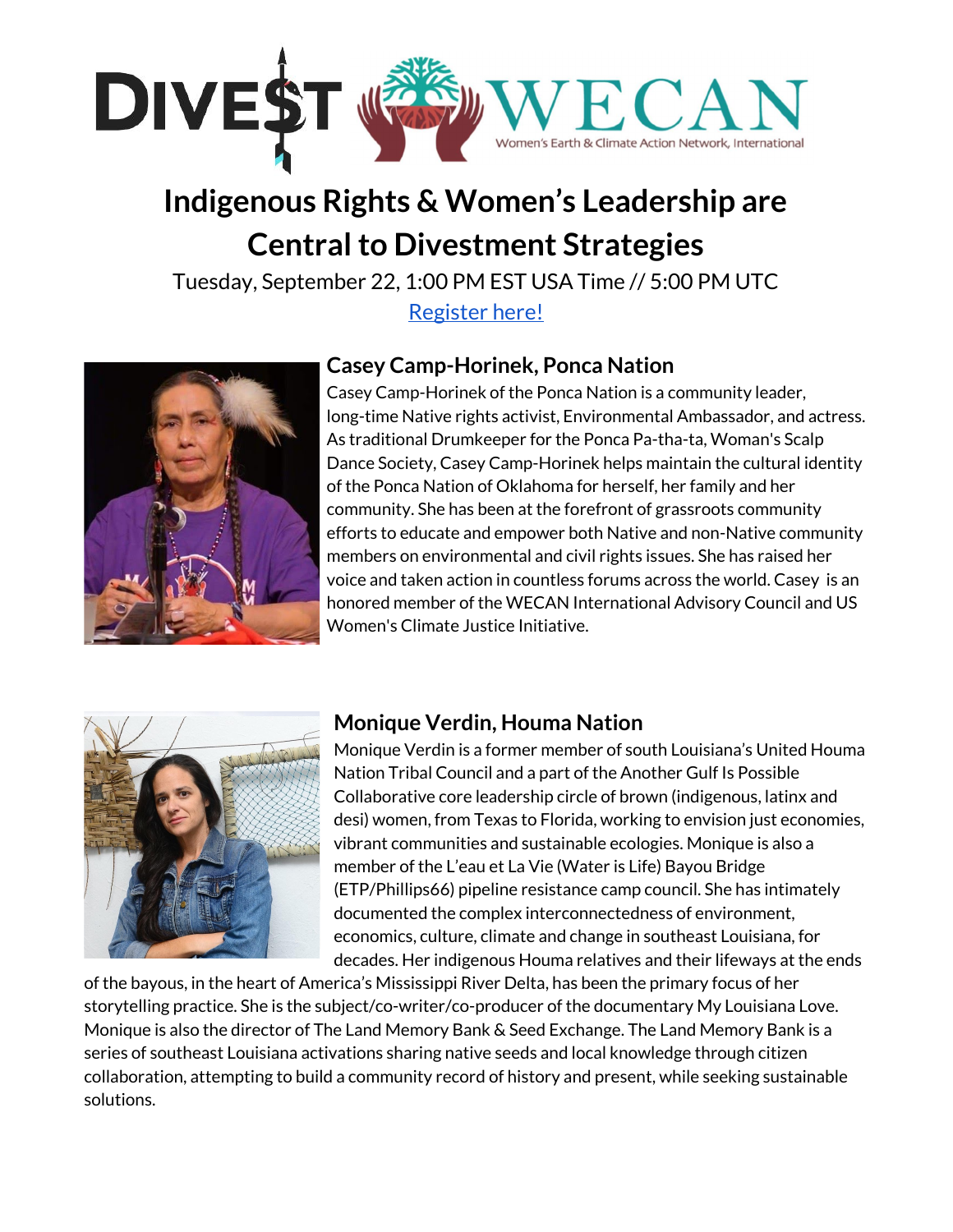DIVE$T WECAN Women's Earth & Climate Action Network, International

# Indigenous Rights & Women's Leadership are Central to Divestment Strategies

Tuesday, September 22, 1:00 PM EST USA Time // 5:00 PM UTC

Register here!

## Casey Camp-Horinek, Ponca Nation

Casey Camp-Horinek of the Ponca Nation is a community leader, long-time Native rights activist, Environmental Ambassador, and actress. As traditional Drumkeeper for the Ponca Pa-tha-ta, Woman's Scalp Dance Society, Casey Camp-Horinek helps maintain the cultural identity of the Ponca Nation of Oklahoma for herself, her family and her community. She has been at the forefront of grassroots community efforts to educate and empower both Native and non-Native community members on environmental and civil rights issues. She has raised her voice and taken action in countless forums across the world. Casey is an honored member of the WECAN International Advisory Council and US Women's Climate Justice Initiative.

## Monique Verdin, Houma Nation

Monique Verdin is a former member of south Louisiana's United Houma Nation Tribal Council and a part of the Another Gulf Is Possible Collaborative core leadership circle of brown (indigenous, latinx and desi) women, from Texas to Florida, working to envision just economies, vibrant communities and sustainable ecologies. Monique is also a member of the L'eau et La Vie (Water is Life) Bayou Bridge (ETP/Phillips66) pipeline resistance camp council. She has intimately documented the complex interconnectedness of environment, economics, culture, climate and change in southeast Louisiana, for decades. Her indigenous Houma relatives and their lifeways at the ends of the bayous, in the heart of America's Mississippi River Delta, has been the primary focus of her storytelling practice. She is the subject/co-writer/co-producer of the documentary My Louisiana Love. Monique is also the director of The Land Memory Bank & Seed Exchange. The Land Memory Bank is a series of southeast Louisiana activations sharing native seeds and local knowledge through citizen collaboration, attempting to build a community record of history and present, while seeking sustainable solutions.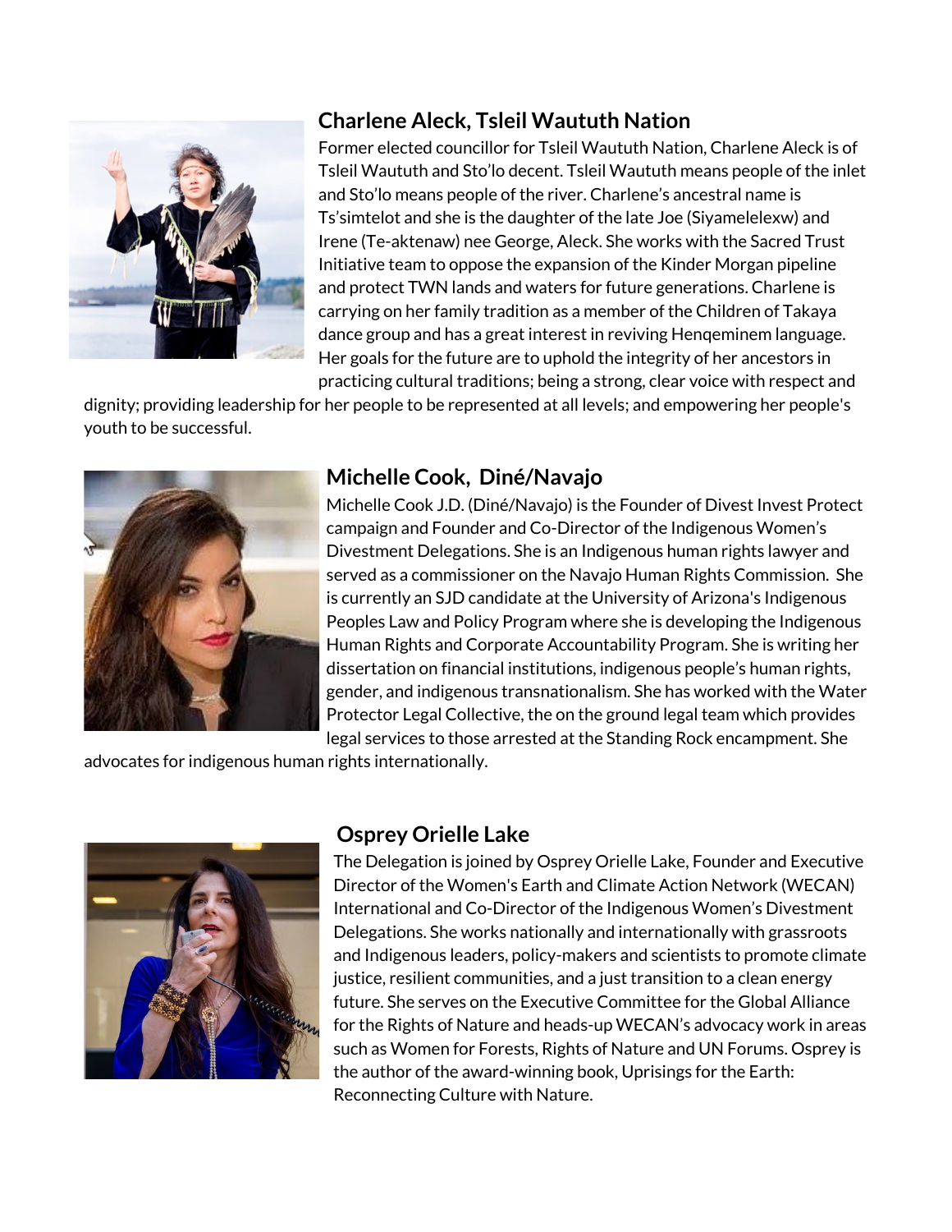### Charlene Aleck, Tsleil Waututh Nation

Former elected councillor for Tsleil Waututh Nation, Charlene Aleck is of Tsleil Waututh and Sto'lo decent. Tsleil Waututh means people of the inlet and Sto'lo means people of the river. Charlene's ancestral name is Ts'simtelot and she is the daughter of the late Joe (Siyamelelexw) and Irene (Te-aktenaw) nee George, Aleck. She works with the Sacred Trust Initiative team to oppose the expansion of the Kinder Morgan pipeline and protect TWN lands and waters for future generations. Charlene is carrying on her family tradition as a member of the Children of Takaya dance group and has a great interest in reviving Henqeminem language. Her goals for the future are to uphold the integrity of her ancestors in practicing cultural traditions; being a strong, clear voice with respect and dignity; providing leadership for her people to be represented at all levels; and empowering her people's youth to be successful.

### Michelle Cook, Diné/Navajo

Michelle Cook J.D. (Diné/Navajo) is the Founder of Divest Invest Protect campaign and Founder and Co-Director of the Indigenous Women's Divestment Delegations. She is an Indigenous human rights lawyer and served as a commissioner on the Navajo Human Rights Commission. She is currently an SJD candidate at the University of Arizona's Indigenous Peoples Law and Policy Program where she is developing the Indigenous Human Rights and Corporate Accountability Program. She is writing her dissertation on financial institutions, indigenous people's human rights, gender, and indigenous transnationalism. She has worked with the Water Protector Legal Collective, the on the ground legal team which provides legal services to those arrested at the Standing Rock encampment. She advocates for indigenous human rights internationally.

### Osprey Orielle Lake

The Delegation is joined by Osprey Orielle Lake, Founder and Executive Director of the Women's Earth and Climate Action Network (WECAN) International and Co-Director of the Indigenous Women's Divestment Delegations. She works nationally and internationally with grassroots and Indigenous leaders, policy-makers and scientists to promote climate justice, resilient communities, and a just transition to a clean energy future. She serves on the Executive Committee for the Global Alliance for the Rights of Nature and heads-up WECAN's advocacy work in areas such as Women for Forests, Rights of Nature and UN Forums. Osprey is the author of the award-winning book, Uprisings for the Earth: Reconnecting Culture with Nature.